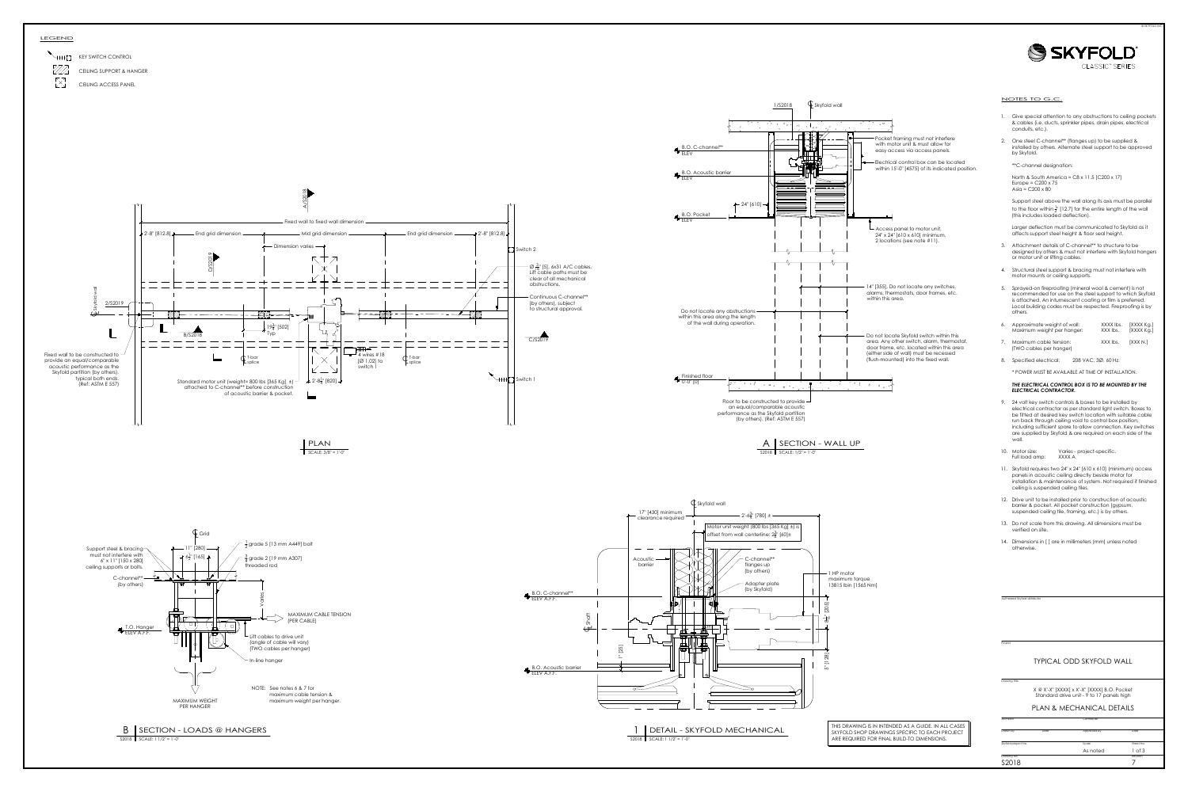## LEGEND

- KEY SWITCH CONTROL
- CEILING SUPPORT & HANGER
- CEILING ACCESS PANEL

**SKYFOLD** CLASSIC™ SERIES

## NOTES TO G.C.

1. Give special attention to any obstructions to ceiling pockets & cables (i.e. ducts, sprinkler pipes, drain pipes, electrical conduits, etc.).
2. One steel C-channel** (flanges up) to be supplied & installed by others. Alternate steel support to be approved by Skyfold.

   **C-channel designation:

   North & South America = C8 x 11.5 [C200 x 17]
   Europe = C200 x 75
   Asia = C200 x 80

   Support steel above the wall along its axis must be parallel to the floor within ½" [12.7] for the entire length of the wall (this includes loaded deflection).

   Larger deflection must be communicated to Skyfold as it affects support steel height & floor seal height.
3. Attachment details of C-channel** to structure to be designed by others & must not interfere with Skyfold hangers or motor unit or lifting cables.
4. Structural steel support & bracing must not interfere with motor mounts or ceiling supports.
5. Sprayed-on fireproofing (mineral wool & cement) is not recommended for use on the steel support to which Skyfold is attached. An intumescent coating or film is preferred. Local building codes must be respected. Fireproofing is by others.
6. Approximate weight of wall: XXXX lbs. [XXXX Kg.]
   Maximum weight per hanger: XXX lbs. [XXXX Kg.]
7. Maximum cable tension: XXX lbs. [XXX N.]
   (TWO cables per hanger)
8. Specified electrical: 208 VAC, 3Ø, 60 Hz.

   * POWER MUST BE AVAILABLE AT TIME OF INSTALLATION.

   ***THE ELECTRICAL CONTROL BOX IS TO BE MOUNTED BY THE ELECTRICAL CONTRACTOR.***
9. 24 volt key switch controls & boxes to be installed by electrical contractor as per standard light switch. Boxes to be fitted at desired key switch location with suitable cable run back through ceiling void to control box position, including sufficient spare to allow connection. Key switches are supplied by Skyfold & are required on each side of the wall.
10. Motor size: Varies - project-specific.
    Full load amp: XXXX A
11. Skyfold requires two 24" x 24" [610 x 610] (minimum) access panels in acoustic ceiling directly beside motor for installation & maintenance of system. Not required if finished ceiling is suspended ceiling tiles.
12. Drive unit to be installed prior to construction of acoustic barrier & pocket. All pocket construction (gypsum, suspended ceiling tile, framing, etc.) is by others.
13. Do not scale from this drawing. All dimensions must be verified on site.
14. Dimensions in [ ] are in millimeters (mm) unless noted otherwise.

## PLAN

SCALE: 3/8" = 1'-0"

- Fixed wall to fixed wall dimension
- 2'-8" [812.8] — End grid dimension — Mid grid dimension — End grid dimension — 2'-8" [812.8]
- Dimension varies
- Ø 3/16" [5], 6x31 A/C cables. Lift cable paths must be clear of all mechanical obstructions.
- Continuous C-channel** (by others), subject to structural approval.
- 19 3/4" [502] Typ
- 4 wires #18 [Ø 1.02] to switch 1
- T-bar splice
- Switch 1, Switch 2
- Fixed wall to be constructed to provide an equal/comparable acoustic performance as the Skyfold partition (by others), typical both ends. (Ref: ASTM E 557)
- Standard motor unit (weight= 800 lbs [365 Kg] ±) attached to C-channel** before construction of acoustic barrier & pocket.
- 2'-8 1/4" [820]
- A/S2018, B/S2018, C/S2019, D/S2019, 2/S2019, ℄ Skyfold wall

## A | SECTION - WALL UP

S2018 | SCALE: 1/2" = 1'-0"

- 1/S2018, ℄ Skyfold wall
- B.O. C-channel** ELEV
- B.O. Acoustic barrier ELEV
- B.O. Pocket ELEV
- 24" [610]
- Pocket framing must not interfere with motor unit & must allow for easy access via access panels.
- Electrical control box can be located within 15'-0" [4575] of its indicated position.
- Access panel to motor unit, 24" x 24" [610 x 610] minimum, 2 locations (see note #11).
- 14" [355]. Do not locate any switches, alarms, thermostats, door frames, etc. within this area.
- Do not locate any obstructions within this area along the length of the wall during operation.
- Do not locate Skyfold switch within this area. Any other switch, alarm, thermostat, door frame, etc. located within this area (either side of wall) must be recessed (flush-mounted) into the fixed wall.
- Finished floor 0'-0" [0]
- Floor to be constructed to provide an equal/comparable acoustic performance as the Skyfold partition (by others). (Ref: ASTM E 557)

## B | SECTION - LOADS @ HANGERS

S2018 | SCALE: 1 1/2" = 1'-0"

- ℄ Grid
- 11" [280]
- 6 1/2" [165]
- 1/2" grade 5 [13 mm A449] bolt
- 3/4" grade 2 [19 mm A307] threaded rod
- Support steel & bracing must not interfere with 6" x 11" [150 x 280] ceiling supports or bolts.
- C-channel** (by others)
- Varies
- T.O. Hanger ELEV A.F.F.
- MAXIMUM CABLE TENSION (PER CABLE)
- Lift cables to drive unit (angle of cable will vary) (TWO cables per hanger)
- In-line hanger
- MAXIMUM WEIGHT PER HANGER
- NOTE: See notes 6 & 7 for maximum cable tension & maximum weight per hanger.

## 1 | DETAIL - SKYFOLD MECHANICAL

S2018 | SCALE: 1 1/2" = 1'-0"

- ℄ Skyfold wall
- 17" [430] minimum clearance required
- 2'-6 3/4" [780] ±
- Motor unit weight (800 lbs [365 Kg] ±) is offset from wall centerline: 2 3/8" [60]±
- Acoustic barrier
- C-channel** flanges up (by others)
- Adapter plate (by Skyfold)
- 1 HP motor maximum torque 13815 lbin [1565 Nm]
- B.O. C-channel** ELEV A.F.F.
- B.O. Acoustic barrier ELEV A.F.F.
- ℄ Shaft
- 1" [25]
- 8" [205]
- 5" [128]

THIS DRAWING IS IN INTENDED AS A GUIDE. IN ALL CASES SKYFOLD SHOP DRAWINGS SPECIFIC TO EACH PROJECT ARE REQUIRED FOR FINAL BUILD-TO DIMENSIONS.

## TYPICAL ODD SKYFOLD WALL

X @ X'-X" [XXXX] x X'-X" [XXXX] B.O. Pocket
Standard drive unit - 9 to 17 panels high

## PLAN & MECHANICAL DETAILS

| Scale | Sheet No. |
| --- | --- |
| As noted | 1 of 3 |

| Drawing No. | Revision |
| --- | --- |
| S2018 | 7 |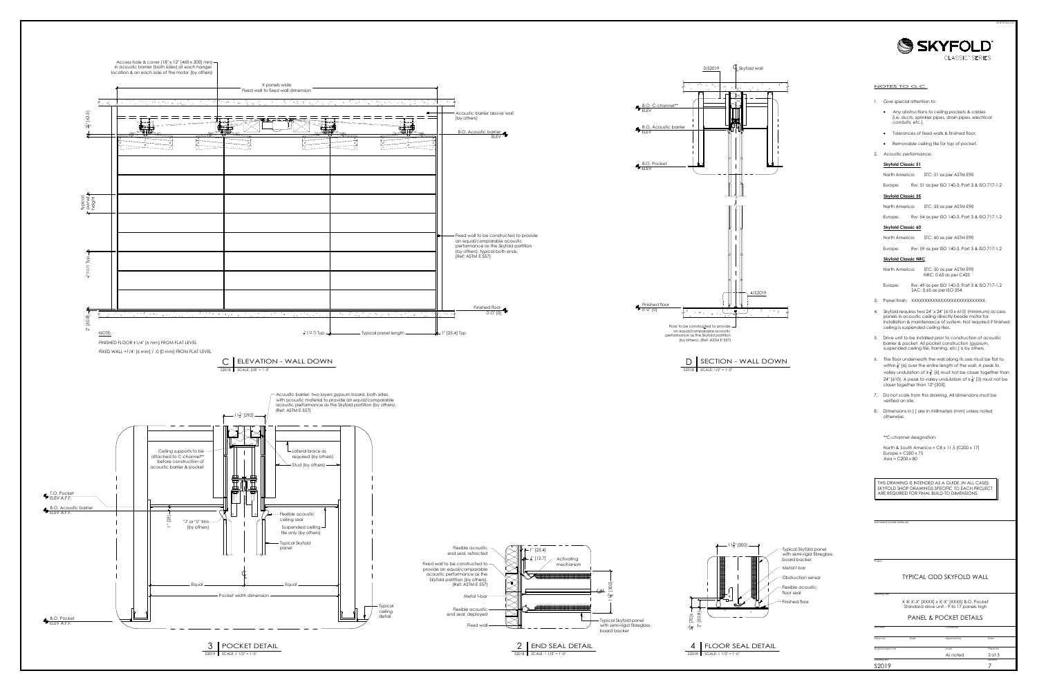# SKYFOLD® CLASSIC® SERIES

## NOTES TO G.C.

1. Give special attention to:
   - Any obstructions to ceiling pockets & cables (i.e. ducts, sprinkler pipes, drain pipes, electrical conduits, etc.).
   - Tolerances of fixed walls & finished floor.
   - Removable ceiling tile for top of pocket.
2. Acoustic performance:

   **Skyfold Classic 51**

   North America: STC: 51 as per ASTM E90

   Europe: Rw: 51 as per ISO 140-3, Part 3 & ISO 717-1.2

   **Skyfold Classic 55**

   North America: STC: 55 as per ASTM E90

   Europe: Rw: 54 as per ISO 140-3, Part 3 & ISO 717-1.2

   **Skyfold Classic 60**

   North America: STC: 60 as per ASTM E90

   Europe: Rw: 59 as per ISO 140-3, Part 3 & ISO 717-1.2

   **Skyfold Classic NRC**

   North America: STC: 50 as per ASTM E90
   NRC: 0.65 as per C423

   Europe: Rw: 49 as per ISO 140-3, Part 3 & ISO 717-1.2
   SAC: 0.65 as per ISO 354.
3. Panel finish: XXXXXXXXXXXXXXXXXXXXXXXXXXX.
4. Skyfold requires two 24" x 24" [610 x 610] (minimum) access panels in acoustic ceiling directly beside motor for installation & maintenance of system. Not required if finished ceiling is suspended ceiling tiles.
5. Drive unit to be installed prior to construction of acoustic barrier & pocket. All pocket construction (gypsum, suspended ceiling tile, framing, etc.) is by others.
6. The floor underneath the wall along its axis must be flat to within $\frac{1}{4}$" [6] over the entire length of the wall. A peak to valley undulation of $\pm\frac{1}{4}$" [6] must not be closer together than 24" [610]. A peak to valley undulation of $\pm\frac{1}{8}$" [3] must not be closer together than 12" [305].
7. Do not scale from this drawing. All dimensions must be verified on site.
8. Dimensions in [ ] are in millimeters (mm) unless noted otherwise.

**C-channel designation:

North & South America = C8 x 11.5 [C200 x 17]
Europe = C200 x 75
Asia = C200 x 80

THIS DRAWING IS INTENDED AS A GUIDE. IN ALL CASES SKYFOLD SHOP DRAWINGS SPECIFIC TO EACH PROJECT ARE REQUIRED FOR FINAL BUILD-TO DIMENSIONS.

## C ELEVATION - WALL DOWN
S2018 SCALE: 3/8" = 1'-0"

Access hole & cover (18" x 12" [460 x 300] min) in acoustic barrier (both sides) at each hanger location & on each side of the motor (by others)

X panels wide
Fixed wall to fixed wall dimension

$2\frac{1}{2}$" [63.5]

Acoustic barrier above wall (by others)

B.O. Acoustic barrier ELEV

Typical panel height

$\frac{1}{2}$" [12.7] Typ.

Fixed wall to be constructed to provide an equal/comparable acoustic performance as the Skyfold partition (by others), typical both ends. (Ref: ASTM E 557)

Finished floor 0'-0" [0]

2" [50.8]

$\frac{1}{2}$" [12.7] Typ.

Typical panel length

1" [25.4] Typ

NOTE:

FINISHED FLOOR ±1/4" [6 mm] FROM FLAT LEVEL

FIXED WALL +1/4" [6 mm] / -0 [0 mm] FROM FLAT LEVEL

## D SECTION - WALL DOWN
S2018 SCALE: 1/2" = 1'-0"

3/S2019

Skyfold wall

B.O. C-channel** ELEV

B.O. Acoustic barrier ELEV

B.O. Pocket ELEV

4/S2019

Finished floor 0'-0" [0]

Floor to be constructed to provide an equal/comparable acoustic performance as the Skyfold partition (by others). (Ref: ASTM E 557)

## 3 POCKET DETAIL
S2019 SCALE: 1 1/2" = 1'-0"

Acoustic barrier: two layers gypsum board, both sides, with acoustic material to provide an equal/comparable acoustic performance as the Skyfold partition (by others). (Ref: ASTM E 557)

$11\frac{1}{2}$" [292]

Ceiling supports to be attached to C-channel** before construction of acoustic barrier & pocket

Lateral brace as required (by others)

Stud (by others)

T.O. Pocket ELEV A.F.F.

B.O. Acoustic barrier ELEV A.F.F.

1" [25]

"J" or "U" trim (by others)

Flexible acoustic ceiling seal

Suspended ceiling tile only (by others)

Typical Skyfold panel

Equal

Equal

Pocket width dimension

Typical ceiling detail

B.O. Pocket ELEV A.F.F.

## 2 END SEAL DETAIL
S2019 SCALE: 1 1/2" = 1'-0"

Flexible acoustic end seal, retracted

1" [25.4]

$\frac{1}{2}$" [12.7]

Activating mechanism

Fixed wall to be constructed to provide an equal/comparable acoustic performance as the Skyfold partition (by others). (Ref: ASTM E 557)

$11\frac{3}{4}$" [300]

Metal t-bar

Flexible acoustic end seal, deployed

Fixed wall

Typical Skyfold panel with semi-rigid fibreglass board backer

## 4 FLOOR SEAL DETAIL
S2019 SCALE: 1 1/2" = 1'-0"

$11\frac{3}{4}$" [300]

Typical Skyfold panel with semi-rigid fibreglass board backer

Metal t-bar

Obstruction sensor

Flexible acoustic floor seal

Finished floor

$\frac{3}{4}$" [19]

2" [50.8]

| | | | |
|---|---|---|---|
| Project | TYPICAL ODD SKYFOLD WALL | | |
| Drawing title | X @ X'-X" [XXXX] x X'-X" [XXXX] B.O. Pocket Standard drive unit - 9 to 17 panels high | | |
| | PANEL & POCKET DETAILS | | |
| Drawn by | Date | Approved by | Date |
| Skyfold project No. | | Scale: As noted | Sheet No. 2 of 3 |
| Drawing No. S2019 | | | Revision 7 |